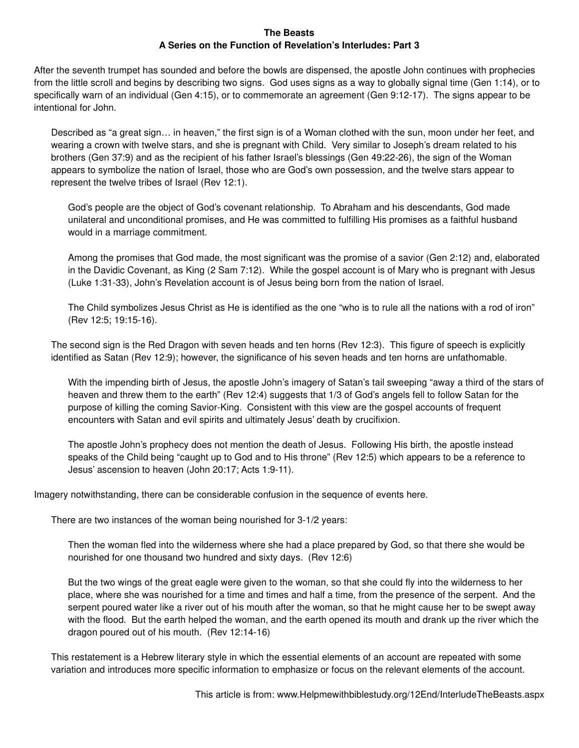**The Beasts**
**A Series on the Function of Revelation's Interludes: Part 3**

After the seventh trumpet has sounded and before the bowls are dispensed, the apostle John continues with prophecies from the little scroll and begins by describing two signs. God uses signs as a way to globally signal time (Gen 1:14), or to specifically warn of an individual (Gen 4:15), or to commemorate an agreement (Gen 9:12-17). The signs appear to be intentional for John.

> Described as "a great sign… in heaven," the first sign is of a Woman clothed with the sun, moon under her feet, and wearing a crown with twelve stars, and she is pregnant with Child. Very similar to Joseph's dream related to his brothers (Gen 37:9) and as the recipient of his father Israel's blessings (Gen 49:22-26), the sign of the Woman appears to symbolize the nation of Israel, those who are God's own possession, and the twelve stars appear to represent the twelve tribes of Israel (Rev 12:1).
>
> > God's people are the object of God's covenant relationship. To Abraham and his descendants, God made unilateral and unconditional promises, and He was committed to fulfilling His promises as a faithful husband would in a marriage commitment.
> >
> > Among the promises that God made, the most significant was the promise of a savior (Gen 2:12) and, elaborated in the Davidic Covenant, as King (2 Sam 7:12). While the gospel account is of Mary who is pregnant with Jesus (Luke 1:31-33), John's Revelation account is of Jesus being born from the nation of Israel.
> >
> > The Child symbolizes Jesus Christ as He is identified as the one "who is to rule all the nations with a rod of iron" (Rev 12:5; 19:15-16).
>
> The second sign is the Red Dragon with seven heads and ten horns (Rev 12:3). This figure of speech is explicitly identified as Satan (Rev 12:9); however, the significance of his seven heads and ten horns are unfathomable.
>
> > With the impending birth of Jesus, the apostle John's imagery of Satan's tail sweeping "away a third of the stars of heaven and threw them to the earth" (Rev 12:4) suggests that 1/3 of God's angels fell to follow Satan for the purpose of killing the coming Savior-King. Consistent with this view are the gospel accounts of frequent encounters with Satan and evil spirits and ultimately Jesus' death by crucifixion.
> >
> > The apostle John's prophecy does not mention the death of Jesus. Following His birth, the apostle instead speaks of the Child being "caught up to God and to His throne" (Rev 12:5) which appears to be a reference to Jesus' ascension to heaven (John 20:17; Acts 1:9-11).

Imagery notwithstanding, there can be considerable confusion in the sequence of events here.

> There are two instances of the woman being nourished for 3-1/2 years:
>
> > Then the woman fled into the wilderness where she had a place prepared by God, so that there she would be nourished for one thousand two hundred and sixty days. (Rev 12:6)
> >
> > But the two wings of the great eagle were given to the woman, so that she could fly into the wilderness to her place, where she was nourished for a time and times and half a time, from the presence of the serpent. And the serpent poured water like a river out of his mouth after the woman, so that he might cause her to be swept away with the flood. But the earth helped the woman, and the earth opened its mouth and drank up the river which the dragon poured out of his mouth. (Rev 12:14-16)
>
> This restatement is a Hebrew literary style in which the essential elements of an account are repeated with some variation and introduces more specific information to emphasize or focus on the relevant elements of the account.

This article is from: www.Helpmewithbiblestudy.org/12End/InterludeTheBeasts.aspx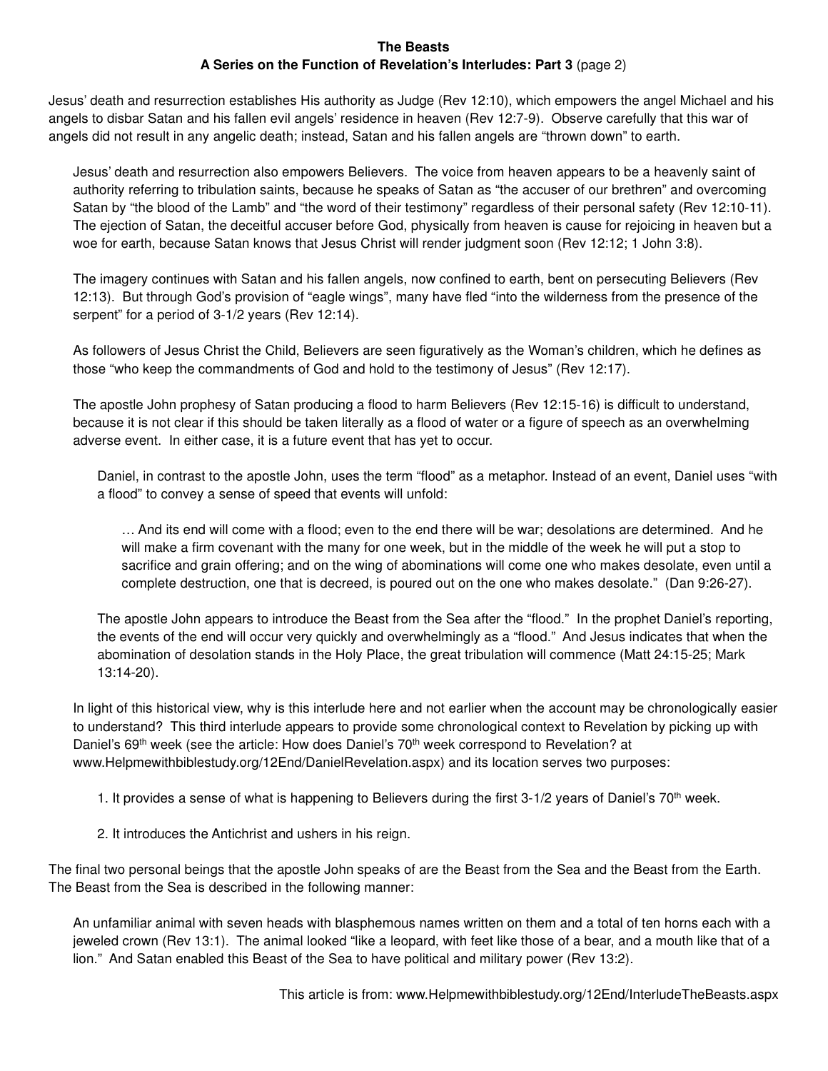Jesus' death and resurrection establishes His authority as Judge (Rev 12:10), which empowers the angel Michael and his angels to disbar Satan and his fallen evil angels' residence in heaven (Rev 12:7-9). Observe carefully that this war of angels did not result in any angelic death; instead, Satan and his fallen angels are "thrown down" to earth.

> Jesus' death and resurrection also empowers Believers. The voice from heaven appears to be a heavenly saint of authority referring to tribulation saints, because he speaks of Satan as "the accuser of our brethren" and overcoming Satan by "the blood of the Lamb" and "the word of their testimony" regardless of their personal safety (Rev 12:10-11). The ejection of Satan, the deceitful accuser before God, physically from heaven is cause for rejoicing in heaven but a woe for earth, because Satan knows that Jesus Christ will render judgment soon (Rev 12:12; 1 John 3:8).
>
> The imagery continues with Satan and his fallen angels, now confined to earth, bent on persecuting Believers (Rev 12:13). But through God's provision of "eagle wings", many have fled "into the wilderness from the presence of the serpent" for a period of 3-1/2 years (Rev 12:14).
>
> As followers of Jesus Christ the Child, Believers are seen figuratively as the Woman's children, which he defines as those "who keep the commandments of God and hold to the testimony of Jesus" (Rev 12:17).
>
> The apostle John prophesy of Satan producing a flood to harm Believers (Rev 12:15-16) is difficult to understand, because it is not clear if this should be taken literally as a flood of water or a figure of speech as an overwhelming adverse event. In either case, it is a future event that has yet to occur.
>
> > Daniel, in contrast to the apostle John, uses the term "flood" as a metaphor. Instead of an event, Daniel uses "with a flood" to convey a sense of speed that events will unfold:
> >
> > > … And its end will come with a flood; even to the end there will be war; desolations are determined. And he will make a firm covenant with the many for one week, but in the middle of the week he will put a stop to sacrifice and grain offering; and on the wing of abominations will come one who makes desolate, even until a complete destruction, one that is decreed, is poured out on the one who makes desolate." (Dan 9:26-27).
> >
> > The apostle John appears to introduce the Beast from the Sea after the "flood." In the prophet Daniel's reporting, the events of the end will occur very quickly and overwhelmingly as a "flood." And Jesus indicates that when the abomination of desolation stands in the Holy Place, the great tribulation will commence (Matt 24:15-25; Mark 13:14-20).
>
> In light of this historical view, why is this interlude here and not earlier when the account may be chronologically easier to understand? This third interlude appears to provide some chronological context to Revelation by picking up with Daniel's 69th week (see the article: How does Daniel's 70th week correspond to Revelation? at www.Helpmewithbiblestudy.org/12End/DanielRevelation.aspx) and its location serves two purposes:
>
> 1. It provides a sense of what is happening to Believers during the first 3-1/2 years of Daniel's 70th week.
> 2. It introduces the Antichrist and ushers in his reign.

The final two personal beings that the apostle John speaks of are the Beast from the Sea and the Beast from the Earth. The Beast from the Sea is described in the following manner:

> An unfamiliar animal with seven heads with blasphemous names written on them and a total of ten horns each with a jeweled crown (Rev 13:1). The animal looked "like a leopard, with feet like those of a bear, and a mouth like that of a lion." And Satan enabled this Beast of the Sea to have political and military power (Rev 13:2).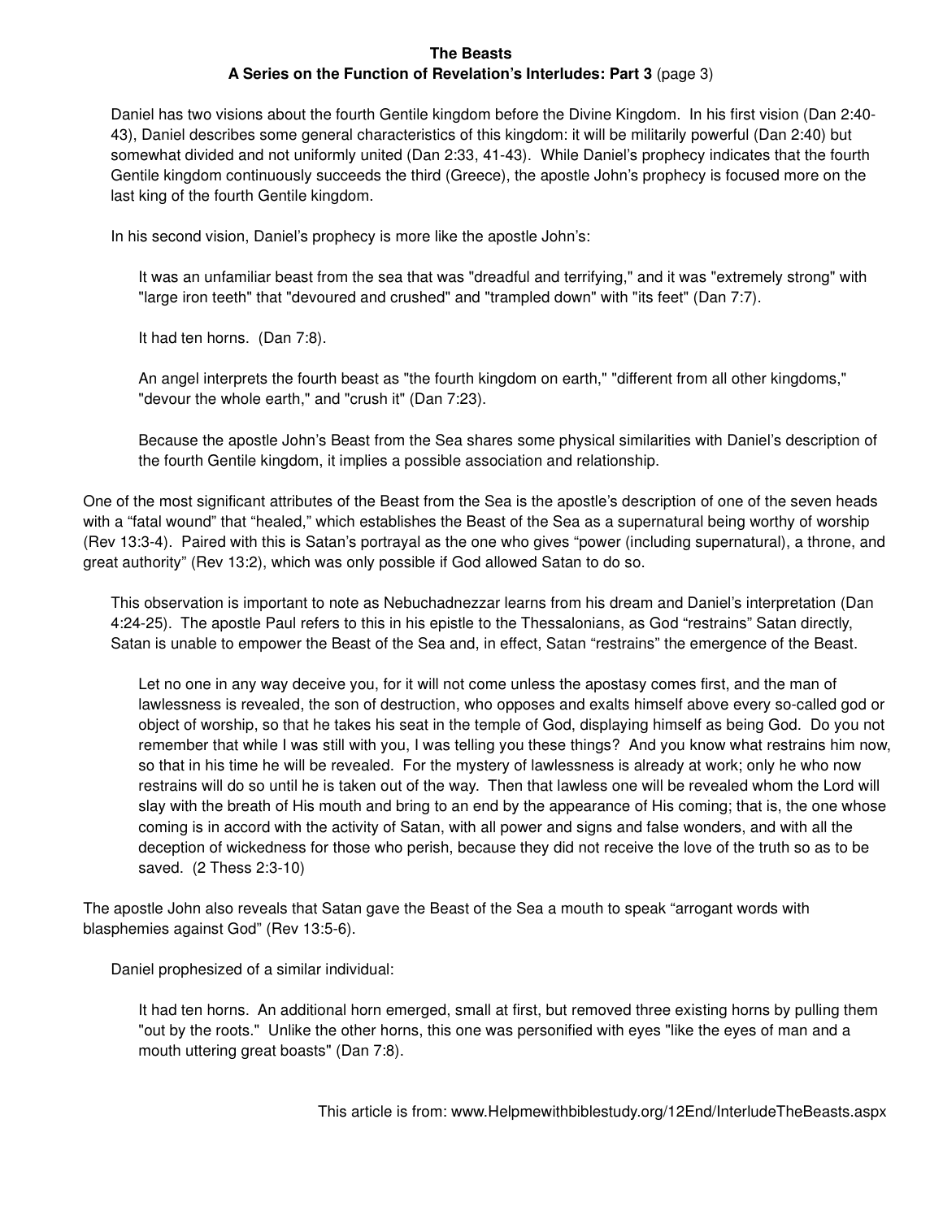Daniel has two visions about the fourth Gentile kingdom before the Divine Kingdom. In his first vision (Dan 2:40-43), Daniel describes some general characteristics of this kingdom: it will be militarily powerful (Dan 2:40) but somewhat divided and not uniformly united (Dan 2:33, 41-43). While Daniel's prophecy indicates that the fourth Gentile kingdom continuously succeeds the third (Greece), the apostle John's prophecy is focused more on the last king of the fourth Gentile kingdom.

In his second vision, Daniel's prophecy is more like the apostle John's:

> It was an unfamiliar beast from the sea that was "dreadful and terrifying," and it was "extremely strong" with "large iron teeth" that "devoured and crushed" and "trampled down" with "its feet" (Dan 7:7).
>
> It had ten horns. (Dan 7:8).
>
> An angel interprets the fourth beast as "the fourth kingdom on earth," "different from all other kingdoms," "devour the whole earth," and "crush it" (Dan 7:23).
>
> Because the apostle John's Beast from the Sea shares some physical similarities with Daniel's description of the fourth Gentile kingdom, it implies a possible association and relationship.

One of the most significant attributes of the Beast from the Sea is the apostle's description of one of the seven heads with a "fatal wound" that "healed," which establishes the Beast of the Sea as a supernatural being worthy of worship (Rev 13:3-4). Paired with this is Satan's portrayal as the one who gives "power (including supernatural), a throne, and great authority" (Rev 13:2), which was only possible if God allowed Satan to do so.

This observation is important to note as Nebuchadnezzar learns from his dream and Daniel's interpretation (Dan 4:24-25). The apostle Paul refers to this in his epistle to the Thessalonians, as God "restrains" Satan directly, Satan is unable to empower the Beast of the Sea and, in effect, Satan "restrains" the emergence of the Beast.

> Let no one in any way deceive you, for it will not come unless the apostasy comes first, and the man of lawlessness is revealed, the son of destruction, who opposes and exalts himself above every so-called god or object of worship, so that he takes his seat in the temple of God, displaying himself as being God. Do you not remember that while I was still with you, I was telling you these things? And you know what restrains him now, so that in his time he will be revealed. For the mystery of lawlessness is already at work; only he who now restrains will do so until he is taken out of the way. Then that lawless one will be revealed whom the Lord will slay with the breath of His mouth and bring to an end by the appearance of His coming; that is, the one whose coming is in accord with the activity of Satan, with all power and signs and false wonders, and with all the deception of wickedness for those who perish, because they did not receive the love of the truth so as to be saved. (2 Thess 2:3-10)

The apostle John also reveals that Satan gave the Beast of the Sea a mouth to speak "arrogant words with blasphemies against God" (Rev 13:5-6).

Daniel prophesized of a similar individual:

> It had ten horns. An additional horn emerged, small at first, but removed three existing horns by pulling them "out by the roots." Unlike the other horns, this one was personified with eyes "like the eyes of man and a mouth uttering great boasts" (Dan 7:8).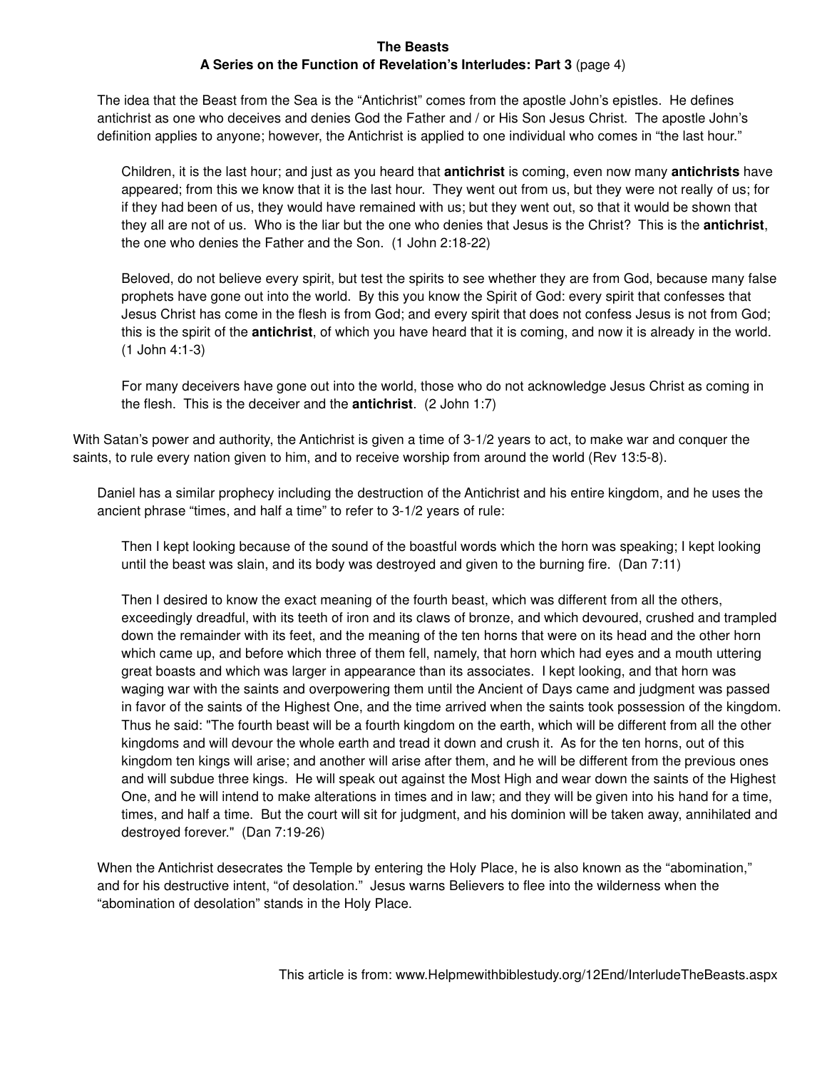The idea that the Beast from the Sea is the "Antichrist" comes from the apostle John's epistles. He defines antichrist as one who deceives and denies God the Father and / or His Son Jesus Christ. The apostle John's definition applies to anyone; however, the Antichrist is applied to one individual who comes in "the last hour."

> Children, it is the last hour; and just as you heard that **antichrist** is coming, even now many **antichrists** have appeared; from this we know that it is the last hour. They went out from us, but they were not really of us; for if they had been of us, they would have remained with us; but they went out, so that it would be shown that they all are not of us. Who is the liar but the one who denies that Jesus is the Christ? This is the **antichrist**, the one who denies the Father and the Son. (1 John 2:18-22)
>
> Beloved, do not believe every spirit, but test the spirits to see whether they are from God, because many false prophets have gone out into the world. By this you know the Spirit of God: every spirit that confesses that Jesus Christ has come in the flesh is from God; and every spirit that does not confess Jesus is not from God; this is the spirit of the **antichrist**, of which you have heard that it is coming, and now it is already in the world. (1 John 4:1-3)
>
> For many deceivers have gone out into the world, those who do not acknowledge Jesus Christ as coming in the flesh. This is the deceiver and the **antichrist**. (2 John 1:7)

With Satan's power and authority, the Antichrist is given a time of 3-1/2 years to act, to make war and conquer the saints, to rule every nation given to him, and to receive worship from around the world (Rev 13:5-8).

Daniel has a similar prophecy including the destruction of the Antichrist and his entire kingdom, and he uses the ancient phrase "times, and half a time" to refer to 3-1/2 years of rule:

> Then I kept looking because of the sound of the boastful words which the horn was speaking; I kept looking until the beast was slain, and its body was destroyed and given to the burning fire. (Dan 7:11)
>
> Then I desired to know the exact meaning of the fourth beast, which was different from all the others, exceedingly dreadful, with its teeth of iron and its claws of bronze, and which devoured, crushed and trampled down the remainder with its feet, and the meaning of the ten horns that were on its head and the other horn which came up, and before which three of them fell, namely, that horn which had eyes and a mouth uttering great boasts and which was larger in appearance than its associates. I kept looking, and that horn was waging war with the saints and overpowering them until the Ancient of Days came and judgment was passed in favor of the saints of the Highest One, and the time arrived when the saints took possession of the kingdom. Thus he said: "The fourth beast will be a fourth kingdom on the earth, which will be different from all the other kingdoms and will devour the whole earth and tread it down and crush it. As for the ten horns, out of this kingdom ten kings will arise; and another will arise after them, and he will be different from the previous ones and will subdue three kings. He will speak out against the Most High and wear down the saints of the Highest One, and he will intend to make alterations in times and in law; and they will be given into his hand for a time, times, and half a time. But the court will sit for judgment, and his dominion will be taken away, annihilated and destroyed forever." (Dan 7:19-26)

When the Antichrist desecrates the Temple by entering the Holy Place, he is also known as the "abomination," and for his destructive intent, "of desolation." Jesus warns Believers to flee into the wilderness when the "abomination of desolation" stands in the Holy Place.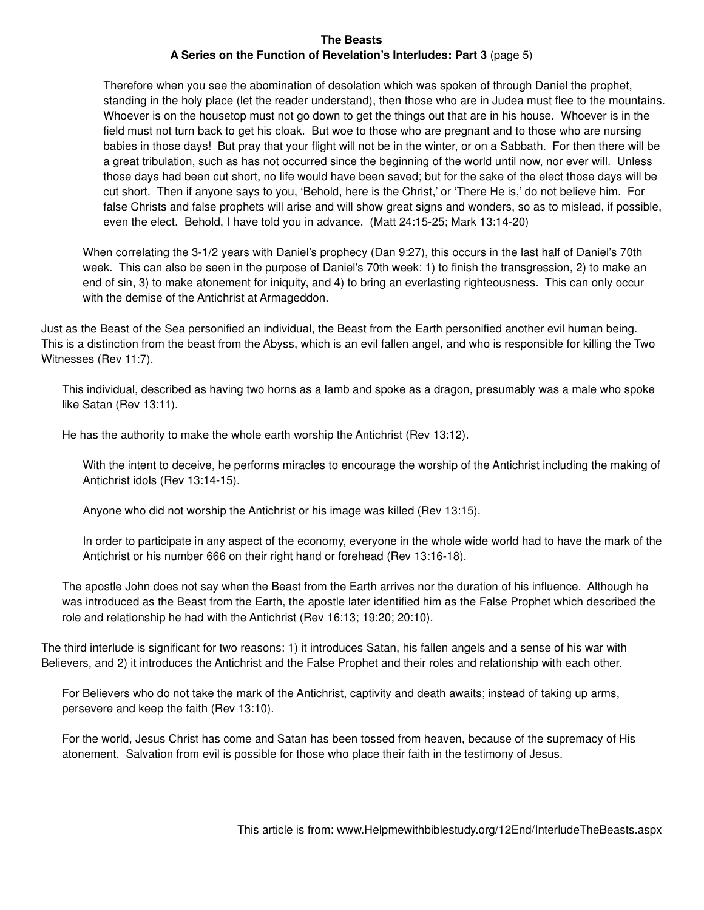Therefore when you see the abomination of desolation which was spoken of through Daniel the prophet, standing in the holy place (let the reader understand), then those who are in Judea must flee to the mountains. Whoever is on the housetop must not go down to get the things out that are in his house. Whoever is in the field must not turn back to get his cloak. But woe to those who are pregnant and to those who are nursing babies in those days! But pray that your flight will not be in the winter, or on a Sabbath. For then there will be a great tribulation, such as has not occurred since the beginning of the world until now, nor ever will. Unless those days had been cut short, no life would have been saved; but for the sake of the elect those days will be cut short. Then if anyone says to you, 'Behold, here is the Christ,' or 'There He is,' do not believe him. For false Christs and false prophets will arise and will show great signs and wonders, so as to mislead, if possible, even the elect. Behold, I have told you in advance. (Matt 24:15-25; Mark 13:14-20)

When correlating the 3-1/2 years with Daniel's prophecy (Dan 9:27), this occurs in the last half of Daniel's 70th week. This can also be seen in the purpose of Daniel's 70th week: 1) to finish the transgression, 2) to make an end of sin, 3) to make atonement for iniquity, and 4) to bring an everlasting righteousness. This can only occur with the demise of the Antichrist at Armageddon.

Just as the Beast of the Sea personified an individual, the Beast from the Earth personified another evil human being. This is a distinction from the beast from the Abyss, which is an evil fallen angel, and who is responsible for killing the Two Witnesses (Rev 11:7).

This individual, described as having two horns as a lamb and spoke as a dragon, presumably was a male who spoke like Satan (Rev 13:11).

He has the authority to make the whole earth worship the Antichrist (Rev 13:12).

With the intent to deceive, he performs miracles to encourage the worship of the Antichrist including the making of Antichrist idols (Rev 13:14-15).

Anyone who did not worship the Antichrist or his image was killed (Rev 13:15).

In order to participate in any aspect of the economy, everyone in the whole wide world had to have the mark of the Antichrist or his number 666 on their right hand or forehead (Rev 13:16-18).

The apostle John does not say when the Beast from the Earth arrives nor the duration of his influence. Although he was introduced as the Beast from the Earth, the apostle later identified him as the False Prophet which described the role and relationship he had with the Antichrist (Rev 16:13; 19:20; 20:10).

The third interlude is significant for two reasons: 1) it introduces Satan, his fallen angels and a sense of his war with Believers, and 2) it introduces the Antichrist and the False Prophet and their roles and relationship with each other.

For Believers who do not take the mark of the Antichrist, captivity and death awaits; instead of taking up arms, persevere and keep the faith (Rev 13:10).

For the world, Jesus Christ has come and Satan has been tossed from heaven, because of the supremacy of His atonement. Salvation from evil is possible for those who place their faith in the testimony of Jesus.

This article is from: www.Helpmewithbiblestudy.org/12End/InterludeTheBeasts.aspx